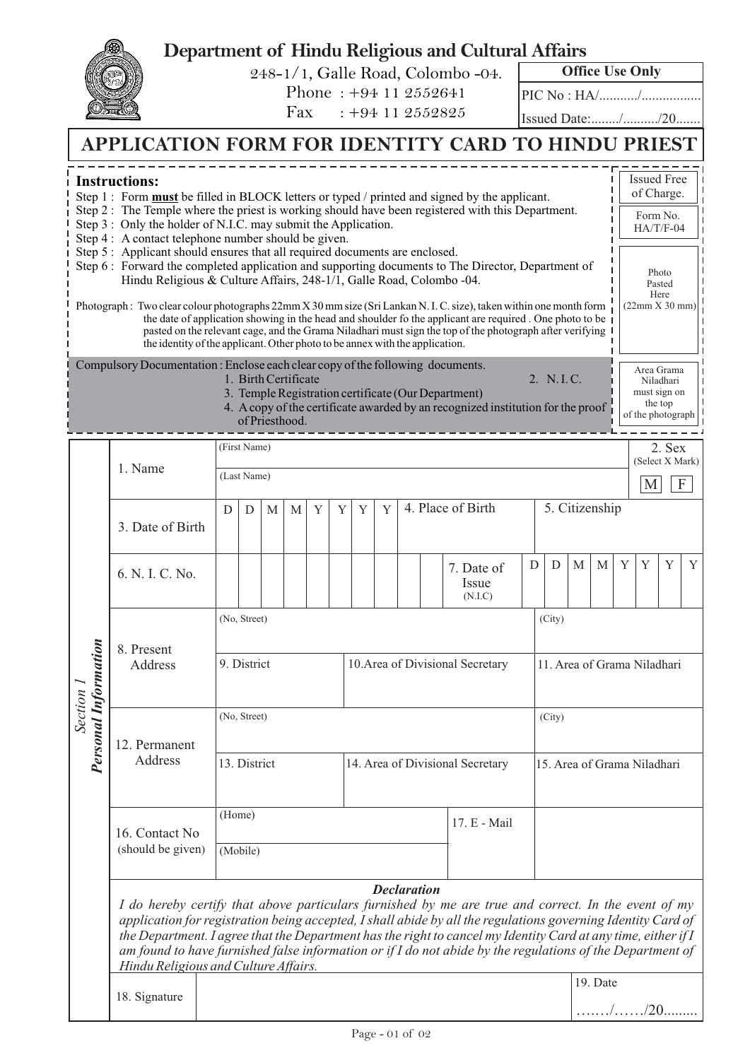# Department of Hindu Religious and Cultural Affairs

248-1/1, Galle Road, Colombo -04.
Phone : +94 11 2552641
Fax : +94 11 2552825

| Office Use Only |
|---|
| PIC No : HA/.........../................ |
| Issued Date:......../........../20....... |

## APPLICATION FORM FOR IDENTITY CARD TO HINDU PRIEST

**Instructions:**

Step 1 : Form **must** be filled in BLOCK letters or typed / printed and signed by the applicant.
Step 2 : The Temple where the priest is working should have been registered with this Department.
Step 3 : Only the holder of N.I.C. may submit the Application.
Step 4 : A contact telephone number should be given.
Step 5 : Applicant should ensures that all required documents are enclosed.
Step 6 : Forward the completed application and supporting documents to The Director, Department of Hindu Religious & Culture Affairs, 248-1/1, Galle Road, Colombo -04.

Photograph : Two clear colour photographs 22mm X 30 mm size (Sri Lankan N. I. C. size), taken within one month form the date of application showing in the head and shoulder fo the applicant are required . One photo to be pasted on the relevant cage, and the Grama Niladhari must sign the top of the photograph after verifying the identity of the applicant. Other photo to be annex with the application.

Compulsory Documentation : Enclose each clear copy of the following documents.
1. Birth Certificate
2. N. I. C.
3. Temple Registration certificate (Our Department)
4. A copy of the certificate awarded by an recognized institution for the proof of Priesthood.

Issued Free of Charge.

Form No. HA/T/F-04

Photo Pasted Here (22mm X 30 mm)

Area Grama Niladhari must sign on the top of the photograph

### Section 1 *Personal Information*

| | | | | |
|---|---|---|---|---|
| 1. Name | (First Name) | | | 2. Sex (Select X Mark) |
| | (Last Name) | | | M F |
| 3. Date of Birth | D D M M Y Y Y Y | 4. Place of Birth | | 5. Citizenship |
| 6. N. I. C. No. | | 7. Date of Issue (N.I.C) | D D M M Y Y Y Y | |
| 8. Present Address | (No, Street) | | (City) | |
| | 9. District | 10.Area of Divisional Secretary | 11. Area of Grama Niladhari | |
| 12. Permanent Address | (No, Street) | | (City) | |
| | 13. District | 14. Area of Divisional Secretary | 15. Area of Grama Niladhari | |
| 16. Contact No (should be given) | (Home) | 17. E - Mail | | |
| | (Mobile) | | | |

***Declaration***

*I do hereby certify that above particulars furnished by me are true and correct. In the event of my application for registration being accepted, I shall abide by all the regulations governing Identity Card of the Department. I agree that the Department has the right to cancel my Identity Card at any time, either if I am found to have furnished false information or if I do not abide by the regulations of the Department of Hindu Religious and Culture Affairs.*

| | | |
|---|---|---|
| 18. Signature | | 19. Date ......./....../20......... |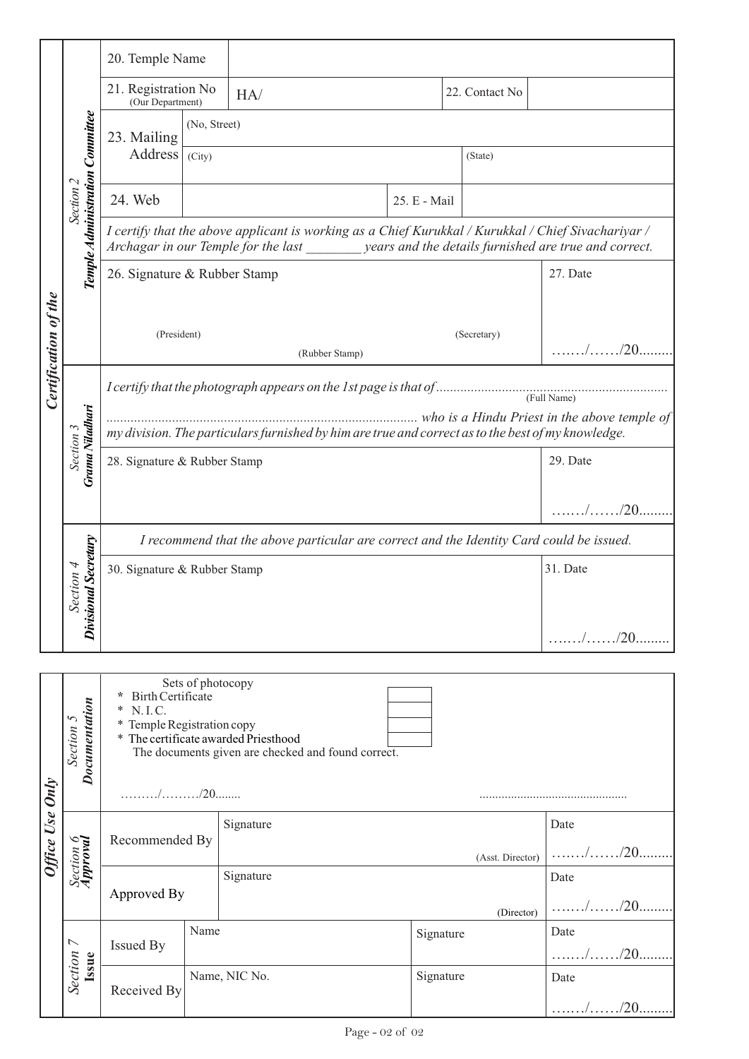## Certification of the

### Section 2 — Temple Administration Committee

| | | | | |
|---|---|---|---|---|
| 20. Temple Name | | | | |
| 21. Registration No (Our Department) | HA/ | | 22. Contact No | |
| 23. Mailing Address | (No, Street) | | | |
| | (City) | | (State) | |
| 24. Web | | 25. E - Mail | | |

*I certify that the above applicant is working as a Chief Kurukkal / Kurukkal / Chief Sivachariyar / Archagar in our Temple for the last ________ years and the details furnished are true and correct.*

| 26. Signature & Rubber Stamp | 27. Date |
|---|---|
| (President) (Secretary) (Rubber Stamp) | ……/……/20......... |

### Section 3 — Grama Niladhari

*I certify that the photograph appears on the 1st page is that of* .................................................................. (Full Name)

......................................................................................... *who is a Hindu Priest in the above temple of my division. The particulars furnished by him are true and correct as to the best of my knowledge.*

| 28. Signature & Rubber Stamp | 29. Date |
|---|---|
| | ……/……/20......... |

### Section 4 — Divisional Secretary

*I recommend that the above particular are correct and the Identity Card could be issued.*

| 30. Signature & Rubber Stamp | 31. Date |
|---|---|
| | ……/……/20......... |

## Office Use Only

### Section 5 — Documentation

Sets of photocopy

* Birth Certificate ☐
* N. I. C. ☐
* Temple Registration copy ☐
* The certificate awarded Priesthood ☐

The documents given are checked and found correct.

………/………/20........ ..............................................

### Section 6 — Approval

| | | |
|---|---|---|
| Recommended By | Signature (Asst. Director) | Date ……/……/20......... |
| Approved By | Signature (Director) | Date ……/……/20......... |

### Section 7 — Issue

| | | | |
|---|---|---|---|
| Issued By | Name | Signature | Date ……/……/20......... |
| Received By | Name, NIC No. | Signature | Date ……/……/20......... |